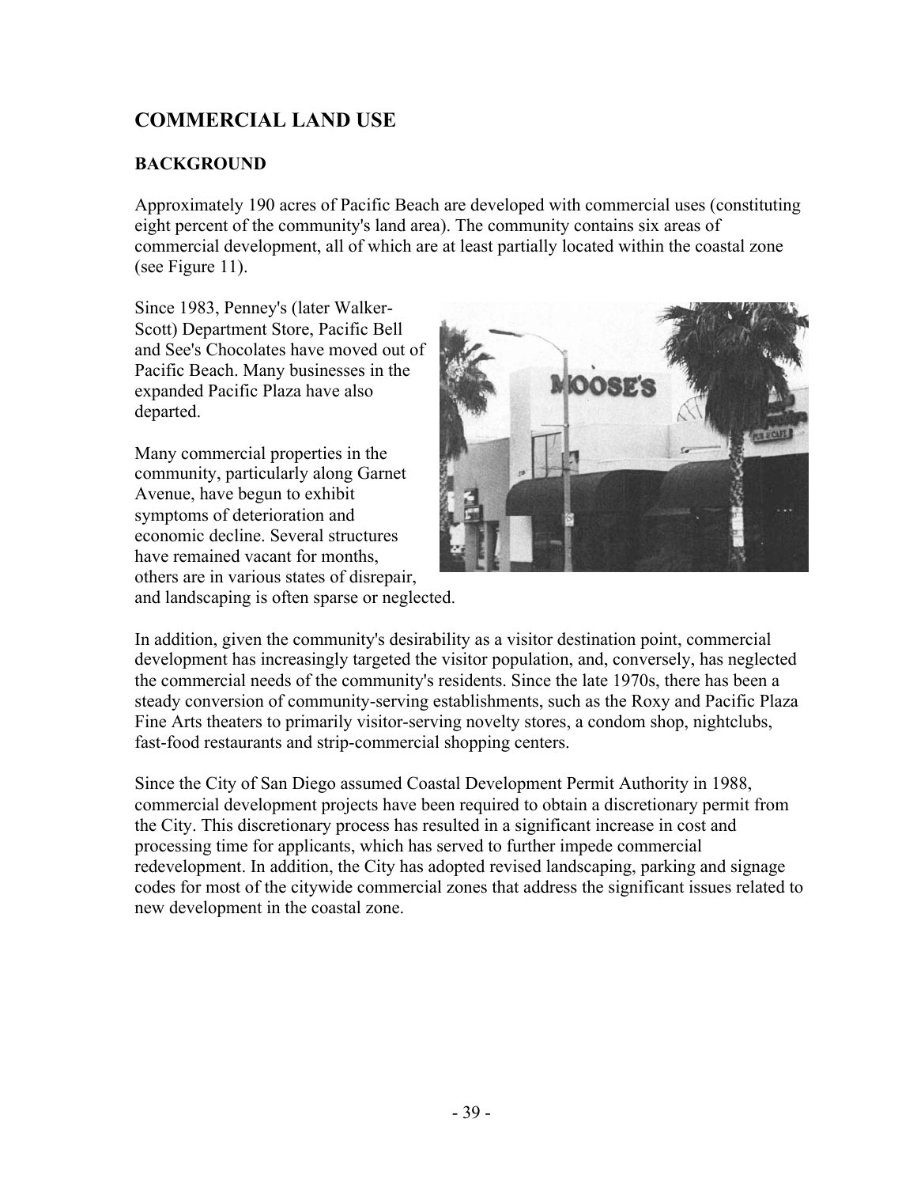## COMMERCIAL LAND USE

### BACKGROUND

Approximately 190 acres of Pacific Beach are developed with commercial uses (constituting eight percent of the community's land area). The community contains six areas of commercial development, all of which are at least partially located within the coastal zone (see Figure 11).

Since 1983, Penney's (later Walker-Scott) Department Store, Pacific Bell and See's Chocolates have moved out of Pacific Beach. Many businesses in the expanded Pacific Plaza have also departed.

Many commercial properties in the community, particularly along Garnet Avenue, have begun to exhibit symptoms of deterioration and economic decline. Several structures have remained vacant for months, others are in various states of disrepair, and landscaping is often sparse or neglected.

In addition, given the community's desirability as a visitor destination point, commercial development has increasingly targeted the visitor population, and, conversely, has neglected the commercial needs of the community's residents. Since the late 1970s, there has been a steady conversion of community-serving establishments, such as the Roxy and Pacific Plaza Fine Arts theaters to primarily visitor-serving novelty stores, a condom shop, nightclubs, fast-food restaurants and strip-commercial shopping centers.

Since the City of San Diego assumed Coastal Development Permit Authority in 1988, commercial development projects have been required to obtain a discretionary permit from the City. This discretionary process has resulted in a significant increase in cost and processing time for applicants, which has served to further impede commercial redevelopment. In addition, the City has adopted revised landscaping, parking and signage codes for most of the citywide commercial zones that address the significant issues related to new development in the coastal zone.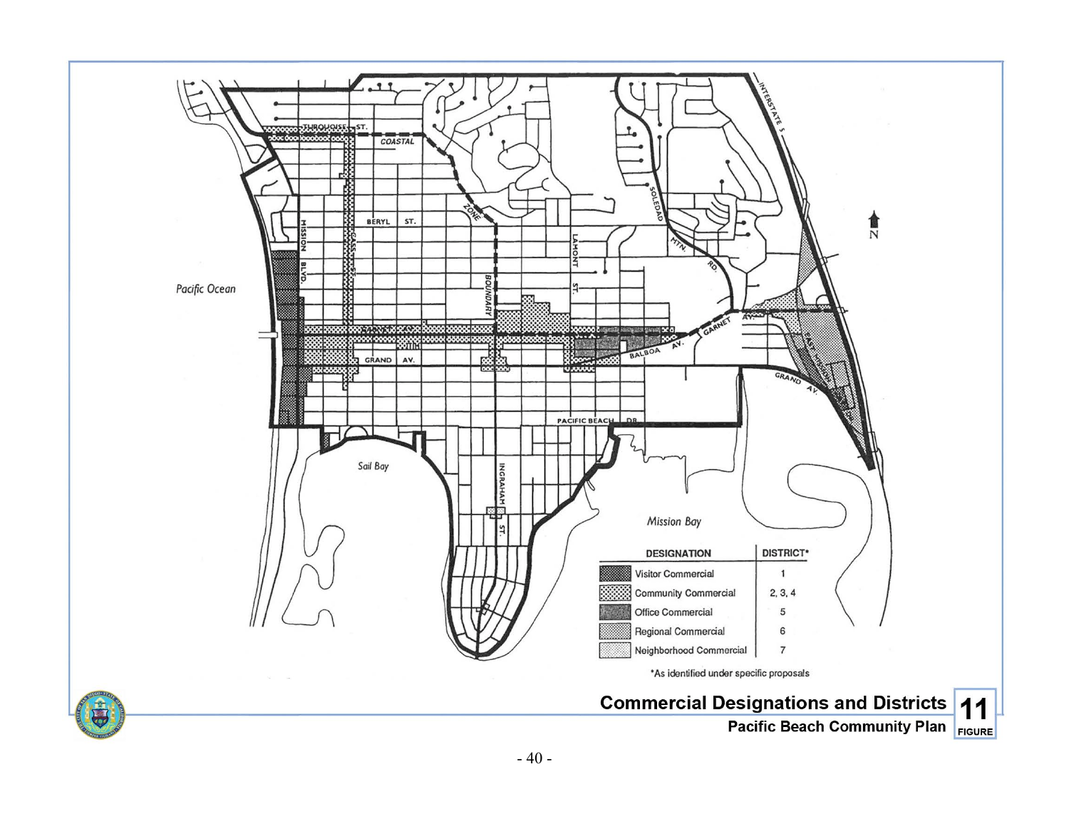| DESIGNATION | DISTRICT* |
| --- | --- |
| Visitor Commercial | 1 |
| Community Commercial | 2, 3, 4 |
| Office Commercial | 5 |
| Regional Commercial | 6 |
| Neighborhood Commercial | 7 |

*As identified under specific proposals

**Commercial Designations and Districts**

**Pacific Beach Community Plan**

**FIGURE 11**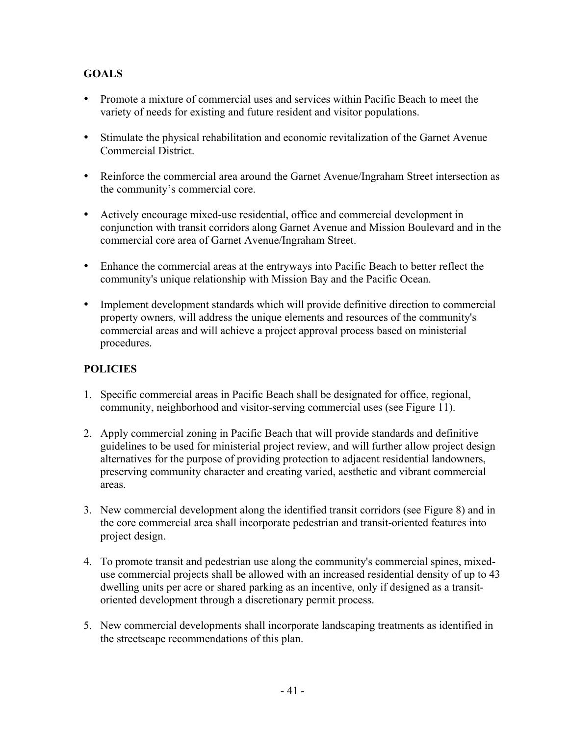## GOALS

- Promote a mixture of commercial uses and services within Pacific Beach to meet the variety of needs for existing and future resident and visitor populations.
- Stimulate the physical rehabilitation and economic revitalization of the Garnet Avenue Commercial District.
- Reinforce the commercial area around the Garnet Avenue/Ingraham Street intersection as the community's commercial core.
- Actively encourage mixed-use residential, office and commercial development in conjunction with transit corridors along Garnet Avenue and Mission Boulevard and in the commercial core area of Garnet Avenue/Ingraham Street.
- Enhance the commercial areas at the entryways into Pacific Beach to better reflect the community's unique relationship with Mission Bay and the Pacific Ocean.
- Implement development standards which will provide definitive direction to commercial property owners, will address the unique elements and resources of the community's commercial areas and will achieve a project approval process based on ministerial procedures.

## POLICIES

1. Specific commercial areas in Pacific Beach shall be designated for office, regional, community, neighborhood and visitor-serving commercial uses (see Figure 11).
2. Apply commercial zoning in Pacific Beach that will provide standards and definitive guidelines to be used for ministerial project review, and will further allow project design alternatives for the purpose of providing protection to adjacent residential landowners, preserving community character and creating varied, aesthetic and vibrant commercial areas.
3. New commercial development along the identified transit corridors (see Figure 8) and in the core commercial area shall incorporate pedestrian and transit-oriented features into project design.
4. To promote transit and pedestrian use along the community's commercial spines, mixed-use commercial projects shall be allowed with an increased residential density of up to 43 dwelling units per acre or shared parking as an incentive, only if designed as a transit-oriented development through a discretionary permit process.
5. New commercial developments shall incorporate landscaping treatments as identified in the streetscape recommendations of this plan.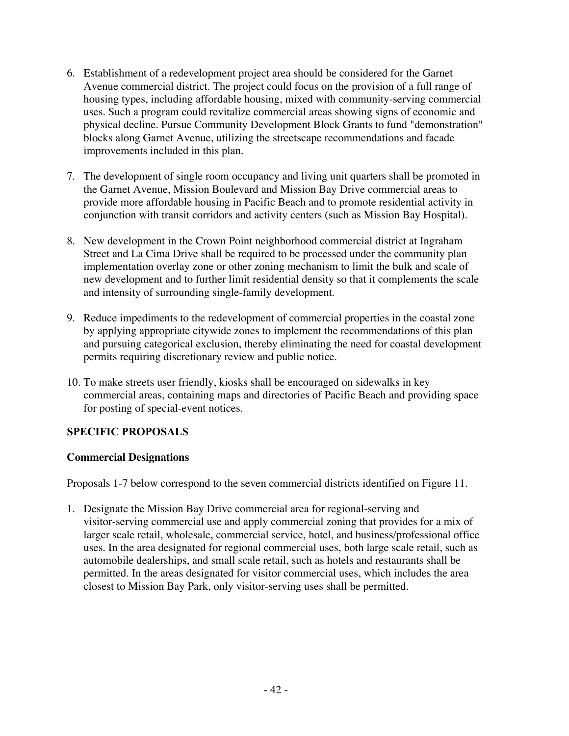6. Establishment of a redevelopment project area should be considered for the Garnet Avenue commercial district. The project could focus on the provision of a full range of housing types, including affordable housing, mixed with community-serving commercial uses. Such a program could revitalize commercial areas showing signs of economic and physical decline. Pursue Community Development Block Grants to fund "demonstration" blocks along Garnet Avenue, utilizing the streetscape recommendations and facade improvements included in this plan.

7. The development of single room occupancy and living unit quarters shall be promoted in the Garnet Avenue, Mission Boulevard and Mission Bay Drive commercial areas to provide more affordable housing in Pacific Beach and to promote residential activity in conjunction with transit corridors and activity centers (such as Mission Bay Hospital).

8. New development in the Crown Point neighborhood commercial district at Ingraham Street and La Cima Drive shall be required to be processed under the community plan implementation overlay zone or other zoning mechanism to limit the bulk and scale of new development and to further limit residential density so that it complements the scale and intensity of surrounding single-family development.

9. Reduce impediments to the redevelopment of commercial properties in the coastal zone by applying appropriate citywide zones to implement the recommendations of this plan and pursuing categorical exclusion, thereby eliminating the need for coastal development permits requiring discretionary review and public notice.

10. To make streets user friendly, kiosks shall be encouraged on sidewalks in key commercial areas, containing maps and directories of Pacific Beach and providing space for posting of special-event notices.

## SPECIFIC PROPOSALS

### Commercial Designations

Proposals 1-7 below correspond to the seven commercial districts identified on Figure 11.

1. Designate the Mission Bay Drive commercial area for regional-serving and visitor-serving commercial use and apply commercial zoning that provides for a mix of larger scale retail, wholesale, commercial service, hotel, and business/professional office uses. In the area designated for regional commercial uses, both large scale retail, such as automobile dealerships, and small scale retail, such as hotels and restaurants shall be permitted. In the areas designated for visitor commercial uses, which includes the area closest to Mission Bay Park, only visitor-serving uses shall be permitted.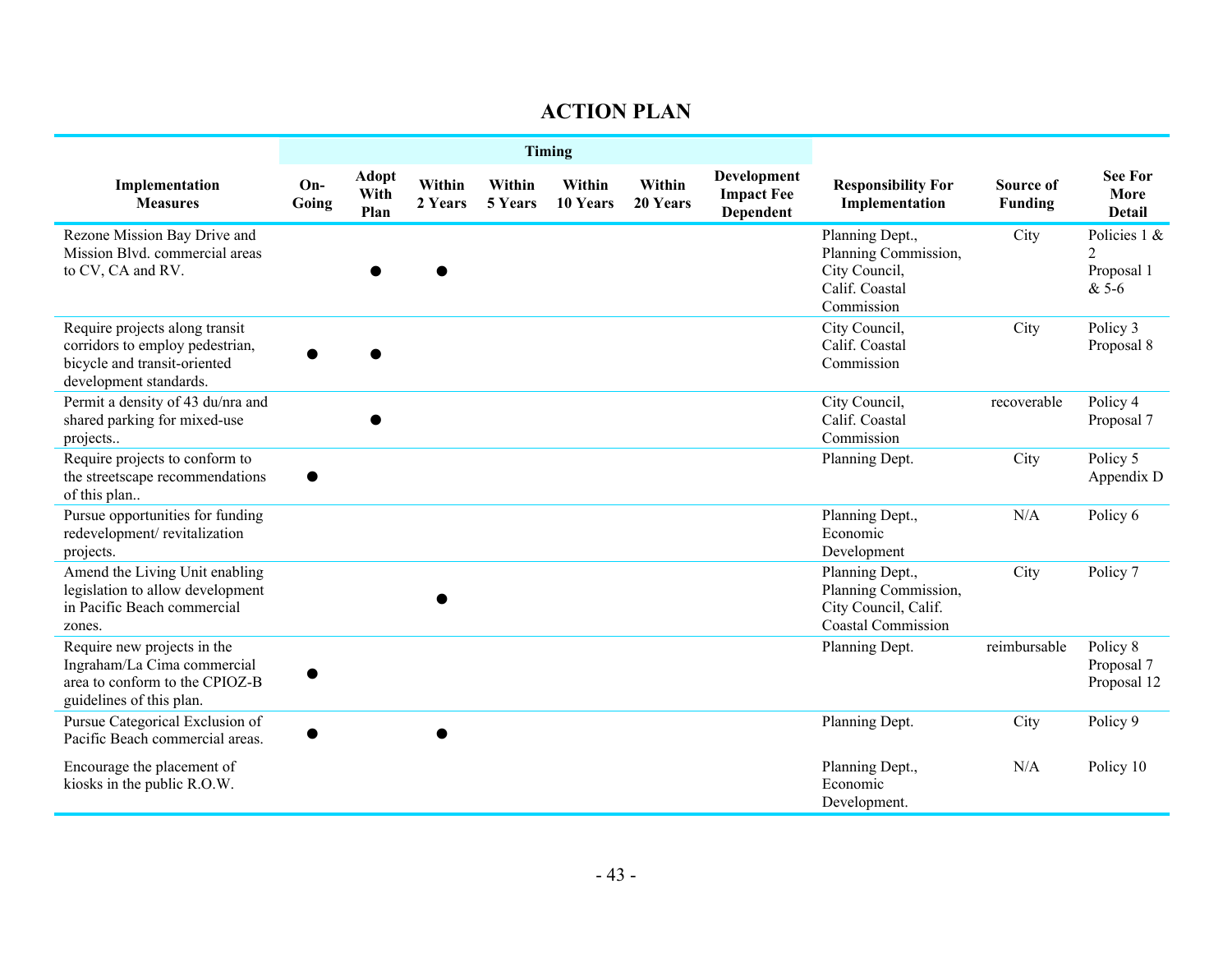# ACTION PLAN

| Implementation Measures | Timing | | | | | | | Responsibility For Implementation | Source of Funding | See For More Detail |
|---|---|---|---|---|---|---|---|---|---|---|
| | On-Going | Adopt With Plan | Within 2 Years | Within 5 Years | Within 10 Years | Within 20 Years | Development Impact Fee Dependent | | | |
| Rezone Mission Bay Drive and Mission Blvd. commercial areas to CV, CA and RV. | | ● | ● | | | | | Planning Dept., Planning Commission, City Council, Calif. Coastal Commission | City | Policies 1 & 2 Proposal 1 & 5-6 |
| Require projects along transit corridors to employ pedestrian, bicycle and transit-oriented development standards. | ● | ● | | | | | | City Council, Calif. Coastal Commission | City | Policy 3 Proposal 8 |
| Permit a density of 43 du/nra and shared parking for mixed-use projects.. | | ● | | | | | | City Council, Calif. Coastal Commission | recoverable | Policy 4 Proposal 7 |
| Require projects to conform to the streetscape recommendations of this plan.. | ● | | | | | | | Planning Dept. | City | Policy 5 Appendix D |
| Pursue opportunities for funding redevelopment/ revitalization projects. | | | | | | | | Planning Dept., Economic Development | N/A | Policy 6 |
| Amend the Living Unit enabling legislation to allow development in Pacific Beach commercial zones. | | | ● | | | | | Planning Dept., Planning Commission, City Council, Calif. Coastal Commission | City | Policy 7 |
| Require new projects in the Ingraham/La Cima commercial area to conform to the CPIOZ-B guidelines of this plan. | ● | | | | | | | Planning Dept. | reimbursable | Policy 8 Proposal 7 Proposal 12 |
| Pursue Categorical Exclusion of Pacific Beach commercial areas. | ● | | ● | | | | | Planning Dept. | City | Policy 9 |
| Encourage the placement of kiosks in the public R.O.W. | | | | | | | | Planning Dept., Economic Development. | N/A | Policy 10 |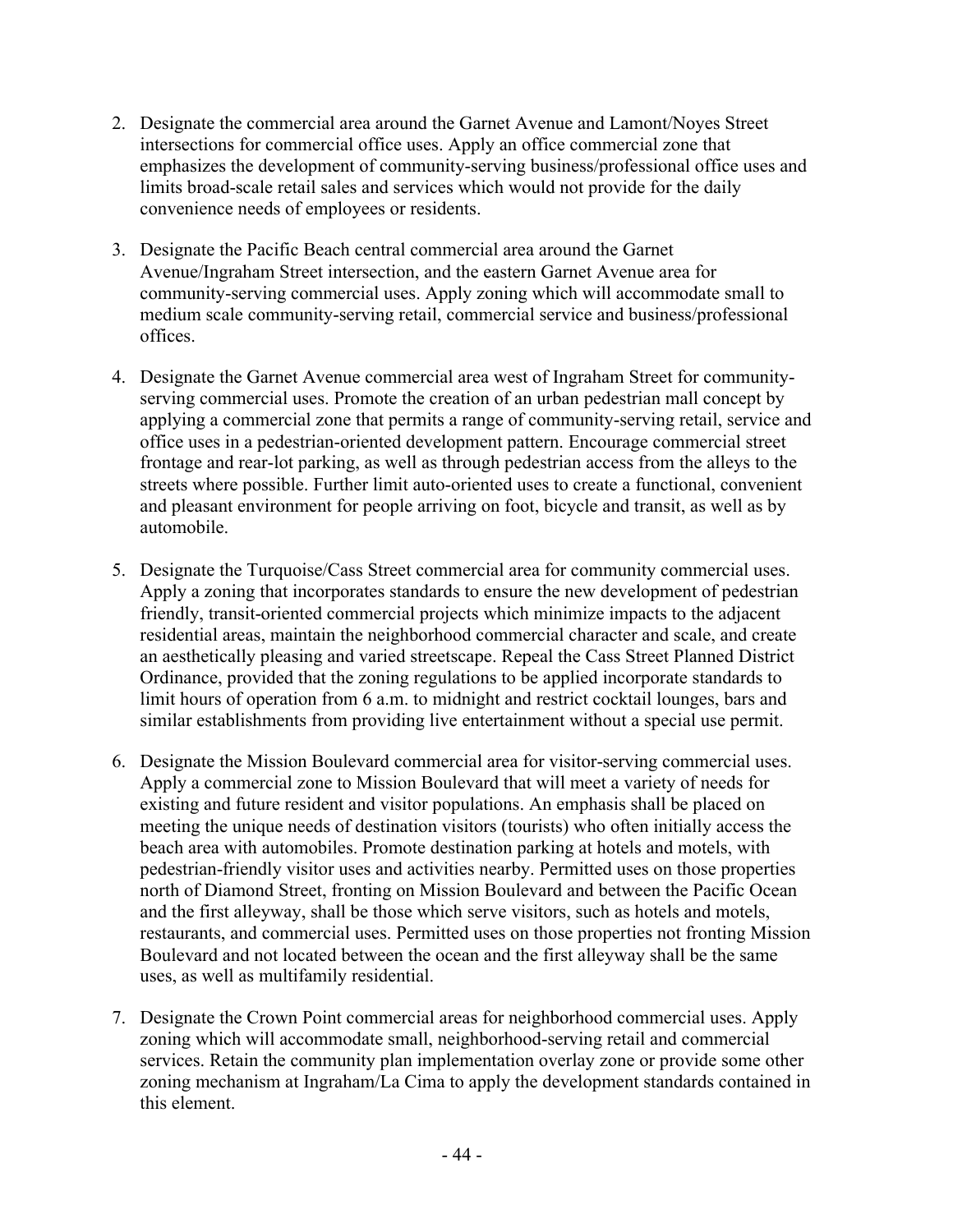2. Designate the commercial area around the Garnet Avenue and Lamont/Noyes Street intersections for commercial office uses. Apply an office commercial zone that emphasizes the development of community-serving business/professional office uses and limits broad-scale retail sales and services which would not provide for the daily convenience needs of employees or residents.

3. Designate the Pacific Beach central commercial area around the Garnet Avenue/Ingraham Street intersection, and the eastern Garnet Avenue area for community-serving commercial uses. Apply zoning which will accommodate small to medium scale community-serving retail, commercial service and business/professional offices.

4. Designate the Garnet Avenue commercial area west of Ingraham Street for community-serving commercial uses. Promote the creation of an urban pedestrian mall concept by applying a commercial zone that permits a range of community-serving retail, service and office uses in a pedestrian-oriented development pattern. Encourage commercial street frontage and rear-lot parking, as well as through pedestrian access from the alleys to the streets where possible. Further limit auto-oriented uses to create a functional, convenient and pleasant environment for people arriving on foot, bicycle and transit, as well as by automobile.

5. Designate the Turquoise/Cass Street commercial area for community commercial uses. Apply a zoning that incorporates standards to ensure the new development of pedestrian friendly, transit-oriented commercial projects which minimize impacts to the adjacent residential areas, maintain the neighborhood commercial character and scale, and create an aesthetically pleasing and varied streetscape. Repeal the Cass Street Planned District Ordinance, provided that the zoning regulations to be applied incorporate standards to limit hours of operation from 6 a.m. to midnight and restrict cocktail lounges, bars and similar establishments from providing live entertainment without a special use permit.

6. Designate the Mission Boulevard commercial area for visitor-serving commercial uses. Apply a commercial zone to Mission Boulevard that will meet a variety of needs for existing and future resident and visitor populations. An emphasis shall be placed on meeting the unique needs of destination visitors (tourists) who often initially access the beach area with automobiles. Promote destination parking at hotels and motels, with pedestrian-friendly visitor uses and activities nearby. Permitted uses on those properties north of Diamond Street, fronting on Mission Boulevard and between the Pacific Ocean and the first alleyway, shall be those which serve visitors, such as hotels and motels, restaurants, and commercial uses. Permitted uses on those properties not fronting Mission Boulevard and not located between the ocean and the first alleyway shall be the same uses, as well as multifamily residential.

7. Designate the Crown Point commercial areas for neighborhood commercial uses. Apply zoning which will accommodate small, neighborhood-serving retail and commercial services. Retain the community plan implementation overlay zone or provide some other zoning mechanism at Ingraham/La Cima to apply the development standards contained in this element.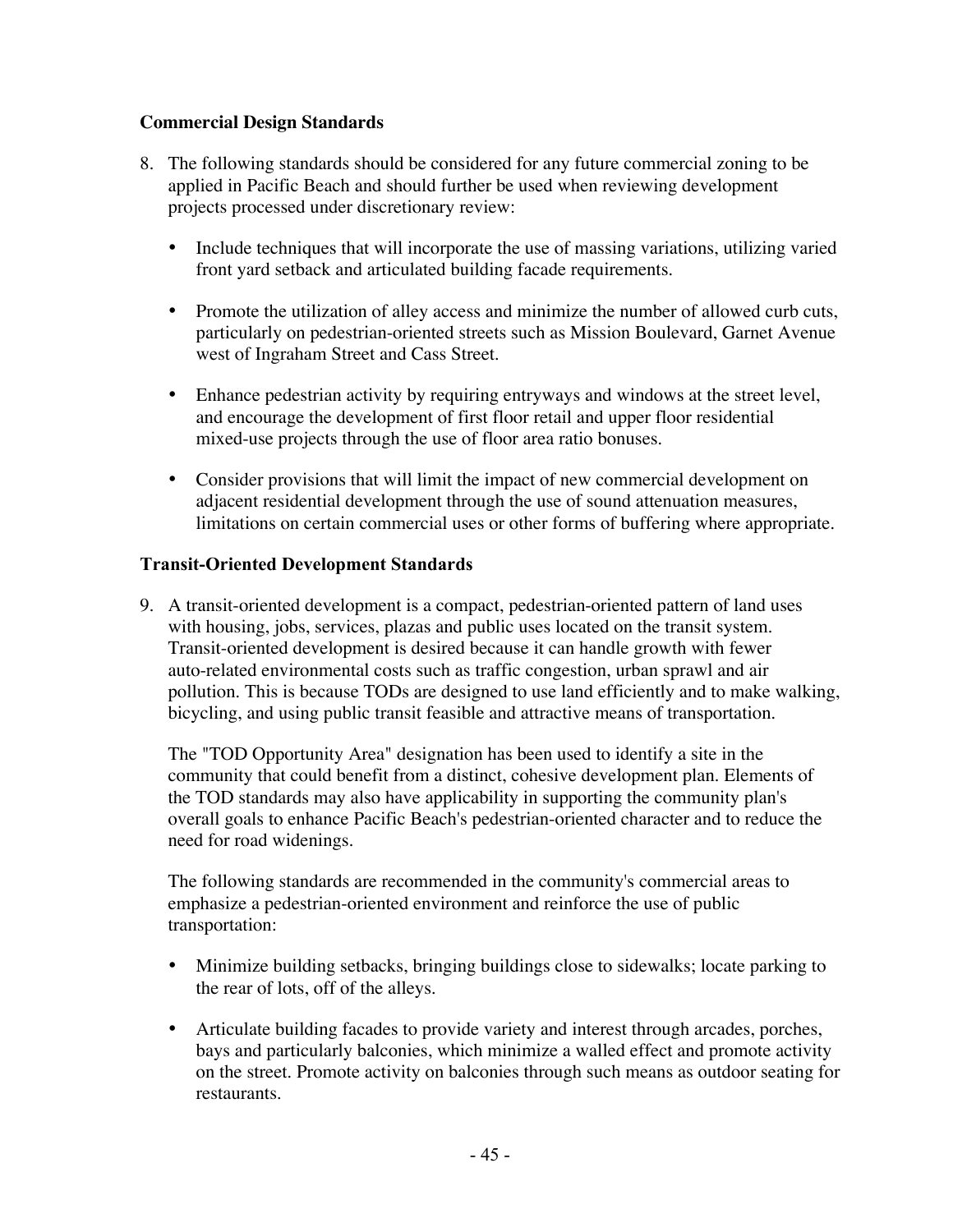**Commercial Design Standards**

8. The following standards should be considered for any future commercial zoning to be applied in Pacific Beach and should further be used when reviewing development projects processed under discretionary review:

    - Include techniques that will incorporate the use of massing variations, utilizing varied front yard setback and articulated building facade requirements.

    - Promote the utilization of alley access and minimize the number of allowed curb cuts, particularly on pedestrian-oriented streets such as Mission Boulevard, Garnet Avenue west of Ingraham Street and Cass Street.

    - Enhance pedestrian activity by requiring entryways and windows at the street level, and encourage the development of first floor retail and upper floor residential mixed-use projects through the use of floor area ratio bonuses.

    - Consider provisions that will limit the impact of new commercial development on adjacent residential development through the use of sound attenuation measures, limitations on certain commercial uses or other forms of buffering where appropriate.

**Transit-Oriented Development Standards**

9. A transit-oriented development is a compact, pedestrian-oriented pattern of land uses with housing, jobs, services, plazas and public uses located on the transit system. Transit-oriented development is desired because it can handle growth with fewer auto-related environmental costs such as traffic congestion, urban sprawl and air pollution. This is because TODs are designed to use land efficiently and to make walking, bicycling, and using public transit feasible and attractive means of transportation.

    The "TOD Opportunity Area" designation has been used to identify a site in the community that could benefit from a distinct, cohesive development plan. Elements of the TOD standards may also have applicability in supporting the community plan's overall goals to enhance Pacific Beach's pedestrian-oriented character and to reduce the need for road widenings.

    The following standards are recommended in the community's commercial areas to emphasize a pedestrian-oriented environment and reinforce the use of public transportation:

    - Minimize building setbacks, bringing buildings close to sidewalks; locate parking to the rear of lots, off of the alleys.

    - Articulate building facades to provide variety and interest through arcades, porches, bays and particularly balconies, which minimize a walled effect and promote activity on the street. Promote activity on balconies through such means as outdoor seating for restaurants.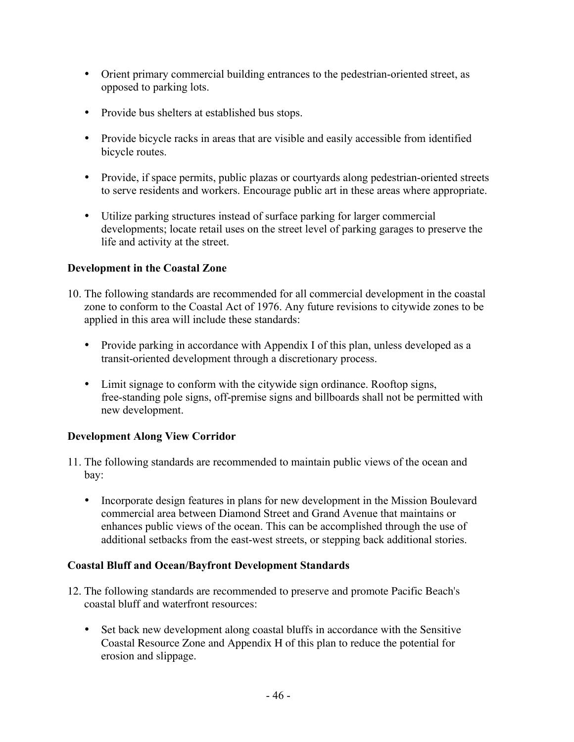- Orient primary commercial building entrances to the pedestrian-oriented street, as opposed to parking lots.

- Provide bus shelters at established bus stops.

- Provide bicycle racks in areas that are visible and easily accessible from identified bicycle routes.

- Provide, if space permits, public plazas or courtyards along pedestrian-oriented streets to serve residents and workers. Encourage public art in these areas where appropriate.

- Utilize parking structures instead of surface parking for larger commercial developments; locate retail uses on the street level of parking garages to preserve the life and activity at the street.

**Development in the Coastal Zone**

10. The following standards are recommended for all commercial development in the coastal zone to conform to the Coastal Act of 1976. Any future revisions to citywide zones to be applied in this area will include these standards:

    - Provide parking in accordance with Appendix I of this plan, unless developed as a transit-oriented development through a discretionary process.

    - Limit signage to conform with the citywide sign ordinance. Rooftop signs, free-standing pole signs, off-premise signs and billboards shall not be permitted with new development.

**Development Along View Corridor**

11. The following standards are recommended to maintain public views of the ocean and bay:

    - Incorporate design features in plans for new development in the Mission Boulevard commercial area between Diamond Street and Grand Avenue that maintains or enhances public views of the ocean. This can be accomplished through the use of additional setbacks from the east-west streets, or stepping back additional stories.

**Coastal Bluff and Ocean/Bayfront Development Standards**

12. The following standards are recommended to preserve and promote Pacific Beach's coastal bluff and waterfront resources:

    - Set back new development along coastal bluffs in accordance with the Sensitive Coastal Resource Zone and Appendix H of this plan to reduce the potential for erosion and slippage.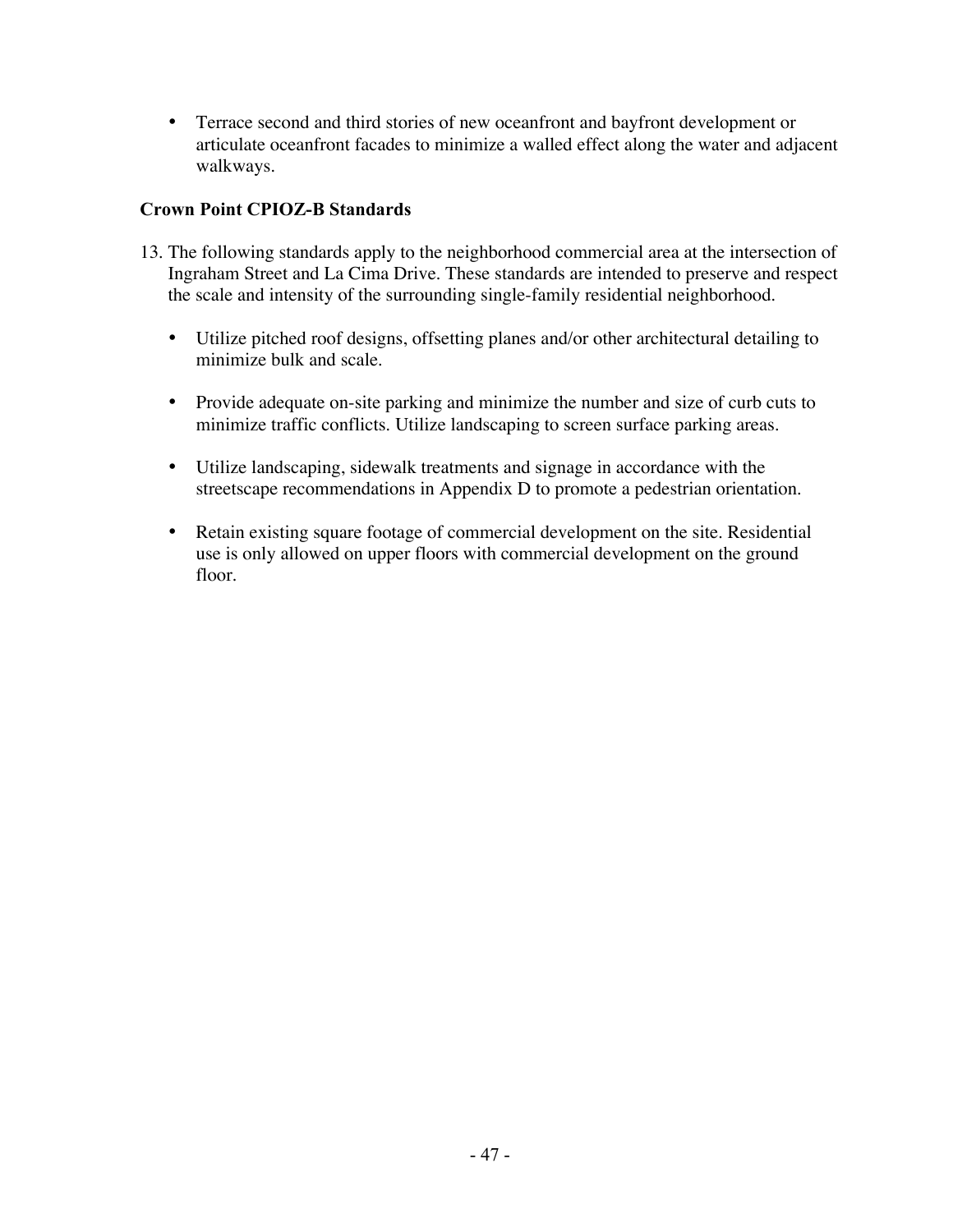- Terrace second and third stories of new oceanfront and bayfront development or articulate oceanfront facades to minimize a walled effect along the water and adjacent walkways.

**Crown Point CPIOZ-B Standards**

13. The following standards apply to the neighborhood commercial area at the intersection of Ingraham Street and La Cima Drive. These standards are intended to preserve and respect the scale and intensity of the surrounding single-family residential neighborhood.

    - Utilize pitched roof designs, offsetting planes and/or other architectural detailing to minimize bulk and scale.

    - Provide adequate on-site parking and minimize the number and size of curb cuts to minimize traffic conflicts. Utilize landscaping to screen surface parking areas.

    - Utilize landscaping, sidewalk treatments and signage in accordance with the streetscape recommendations in Appendix D to promote a pedestrian orientation.

    - Retain existing square footage of commercial development on the site. Residential use is only allowed on upper floors with commercial development on the ground floor.